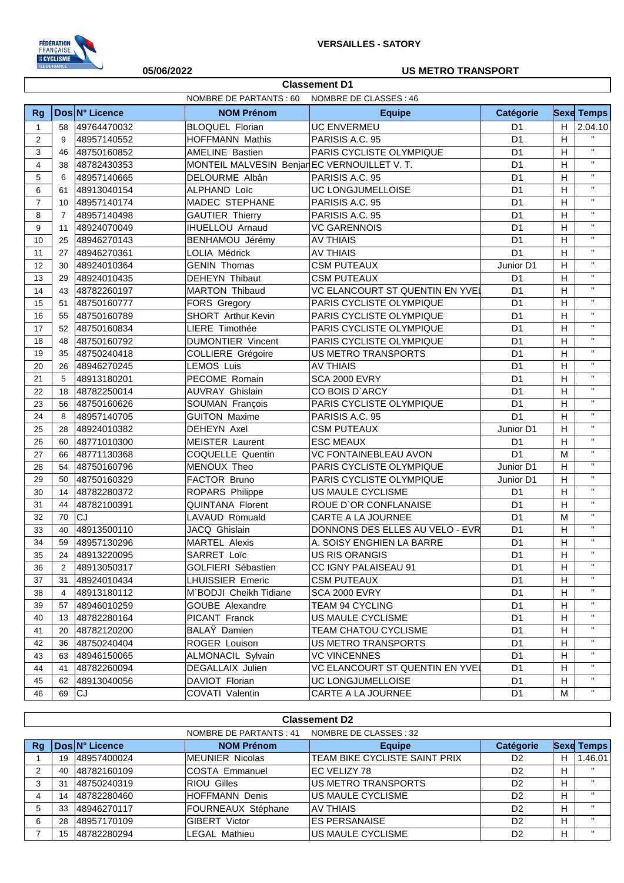**VERSAILLES - SATORY**

**05/06/2022** **US METRO TRANSPORT**

## Classement D1

NOMBRE DE PARTANTS : 60 NOMBRE DE CLASSES : 46

| Rg | Dos | N° Licence | NOM Prénom | Equipe | Catégorie | Sexe | Temps |
|---|---|---|---|---|---|---|---|
| 1 | 58 | 49764470032 | BLOQUEL Florian | UC ENVERMEU | D1 | H | 2.04.10 |
| 2 | 9 | 48957140552 | HOFFMANN Mathis | PARISIS A.C. 95 | D1 | H | " |
| 3 | 46 | 48750160852 | AMELINE Bastien | PARIS CYCLISTE OLYMPIQUE | D1 | H | " |
| 4 | 38 | 48782430353 | MONTEIL MALVESIN Benjan | EC VERNOUILLET V. T. | D1 | H | " |
| 5 | 6 | 48957140665 | DELOURME Albân | PARISIS A.C. 95 | D1 | H | " |
| 6 | 61 | 48913040154 | ALPHAND Loïc | UC LONGJUMELLOISE | D1 | H | " |
| 7 | 10 | 48957140174 | MADEC STEPHANE | PARISIS A.C. 95 | D1 | H | " |
| 8 | 7 | 48957140498 | GAUTIER Thierry | PARISIS A.C. 95 | D1 | H | " |
| 9 | 11 | 48924070049 | IHUELLOU Arnaud | VC GARENNOIS | D1 | H | " |
| 10 | 25 | 48946270143 | BENHAMOU Jérémy | AV THIAIS | D1 | H | " |
| 11 | 27 | 48946270361 | LOLIA Médrick | AV THIAIS | D1 | H | " |
| 12 | 30 | 48924010364 | GENIN Thomas | CSM PUTEAUX | Junior D1 | H | " |
| 13 | 29 | 48924010435 | DEHEYN Thibaut | CSM PUTEAUX | D1 | H | " |
| 14 | 43 | 48782260197 | MARTON Thibaud | VC ELANCOURT ST QUENTIN EN YVEL | D1 | H | " |
| 15 | 51 | 48750160777 | FORS Gregory | PARIS CYCLISTE OLYMPIQUE | D1 | H | " |
| 16 | 55 | 48750160789 | SHORT Arthur Kevin | PARIS CYCLISTE OLYMPIQUE | D1 | H | " |
| 17 | 52 | 48750160834 | LIERE Timothée | PARIS CYCLISTE OLYMPIQUE | D1 | H | " |
| 18 | 48 | 48750160792 | DUMONTIER Vincent | PARIS CYCLISTE OLYMPIQUE | D1 | H | " |
| 19 | 35 | 48750240418 | COLLIERE Grégoire | US METRO TRANSPORTS | D1 | H | " |
| 20 | 26 | 48946270245 | LEMOS Luis | AV THIAIS | D1 | H | " |
| 21 | 5 | 48913180201 | PECOME Romain | SCA 2000 EVRY | D1 | H | " |
| 22 | 18 | 48782250014 | AUVRAY Ghislain | CO BOIS D`ARCY | D1 | H | " |
| 23 | 56 | 48750160626 | SOUMAN François | PARIS CYCLISTE OLYMPIQUE | D1 | H | " |
| 24 | 8 | 48957140705 | GUITON Maxime | PARISIS A.C. 95 | D1 | H | " |
| 25 | 28 | 48924010382 | DEHEYN Axel | CSM PUTEAUX | Junior D1 | H | " |
| 26 | 60 | 48771010300 | MEISTER Laurent | ESC MEAUX | D1 | H | " |
| 27 | 66 | 48771130368 | COQUELLE Quentin | VC FONTAINEBLEAU AVON | D1 | M | " |
| 28 | 54 | 48750160796 | MENOUX Theo | PARIS CYCLISTE OLYMPIQUE | Junior D1 | H | " |
| 29 | 50 | 48750160329 | FACTOR Bruno | PARIS CYCLISTE OLYMPIQUE | Junior D1 | H | " |
| 30 | 14 | 48782280372 | ROPARS Philippe | US MAULE CYCLISME | D1 | H | " |
| 31 | 44 | 48782100391 | QUINTANA Florent | ROUE D`OR CONFLANAISE | D1 | H | " |
| 32 | 70 | CJ | LAVAUD Romuald | CARTE A LA JOURNEE | D1 | M | " |
| 33 | 40 | 48913500110 | JACQ Ghislain | DONNONS DES ELLES AU VELO - EVR | D1 | H | " |
| 34 | 59 | 48957130296 | MARTEL Alexis | A. SOISY ENGHIEN LA BARRE | D1 | H | " |
| 35 | 24 | 48913220095 | SARRET Loïc | US RIS ORANGIS | D1 | H | " |
| 36 | 2 | 48913050317 | GOLFIERI Sébastien | CC IGNY PALAISEAU 91 | D1 | H | " |
| 37 | 31 | 48924010434 | LHUISSER Emeric | CSM PUTEAUX | D1 | H | " |
| 38 | 4 | 48913180112 | M`BODJI Cheikh Tidiane | SCA 2000 EVRY | D1 | H | " |
| 39 | 57 | 48946010259 | GOUBE Alexandre | TEAM 94 CYCLING | D1 | H | " |
| 40 | 13 | 48782280164 | PICANT Franck | US MAULE CYCLISME | D1 | H | " |
| 41 | 20 | 48782120200 | BALAŸ Damien | TEAM CHATOU CYCLISME | D1 | H | " |
| 42 | 36 | 48750240404 | ROGER Louison | US METRO TRANSPORTS | D1 | H | " |
| 43 | 63 | 48946150065 | ALMONACIL Sylvain | VC VINCENNES | D1 | H | " |
| 44 | 41 | 48782260094 | DEGALLAIX Julien | VC ELANCOURT ST QUENTIN EN YVEL | D1 | H | " |
| 45 | 62 | 48913040056 | DAVIOT Florian | UC LONGJUMELLOISE | D1 | H | " |
| 46 | 69 | CJ | COVATI Valentin | CARTE A LA JOURNEE | D1 | M | " |

## Classement D2

NOMBRE DE PARTANTS : 41 NOMBRE DE CLASSES : 32

| Rg | Dos | N° Licence | NOM Prénom | Equipe | Catégorie | Sexe | Temps |
|---|---|---|---|---|---|---|---|
| 1 | 19 | 48957400024 | MEUNIER Nicolas | TEAM BIKE CYCLISTE SAINT PRIX | D2 | H | 1.46.01 |
| 2 | 40 | 48782160109 | COSTA Emmanuel | EC VELIZY 78 | D2 | H | " |
| 3 | 31 | 48750240319 | RIOU Gilles | US METRO TRANSPORTS | D2 | H | " |
| 4 | 14 | 48782280460 | HOFFMANN Denis | US MAULE CYCLISME | D2 | H | " |
| 5 | 33 | 48946270117 | FOURNEAUX Stéphane | AV THIAIS | D2 | H | " |
| 6 | 28 | 48957170109 | GIBERT Victor | ES PERSANAISE | D2 | H | " |
| 7 | 15 | 48782280294 | LEGAL Mathieu | US MAULE CYCLISME | D2 | H | " |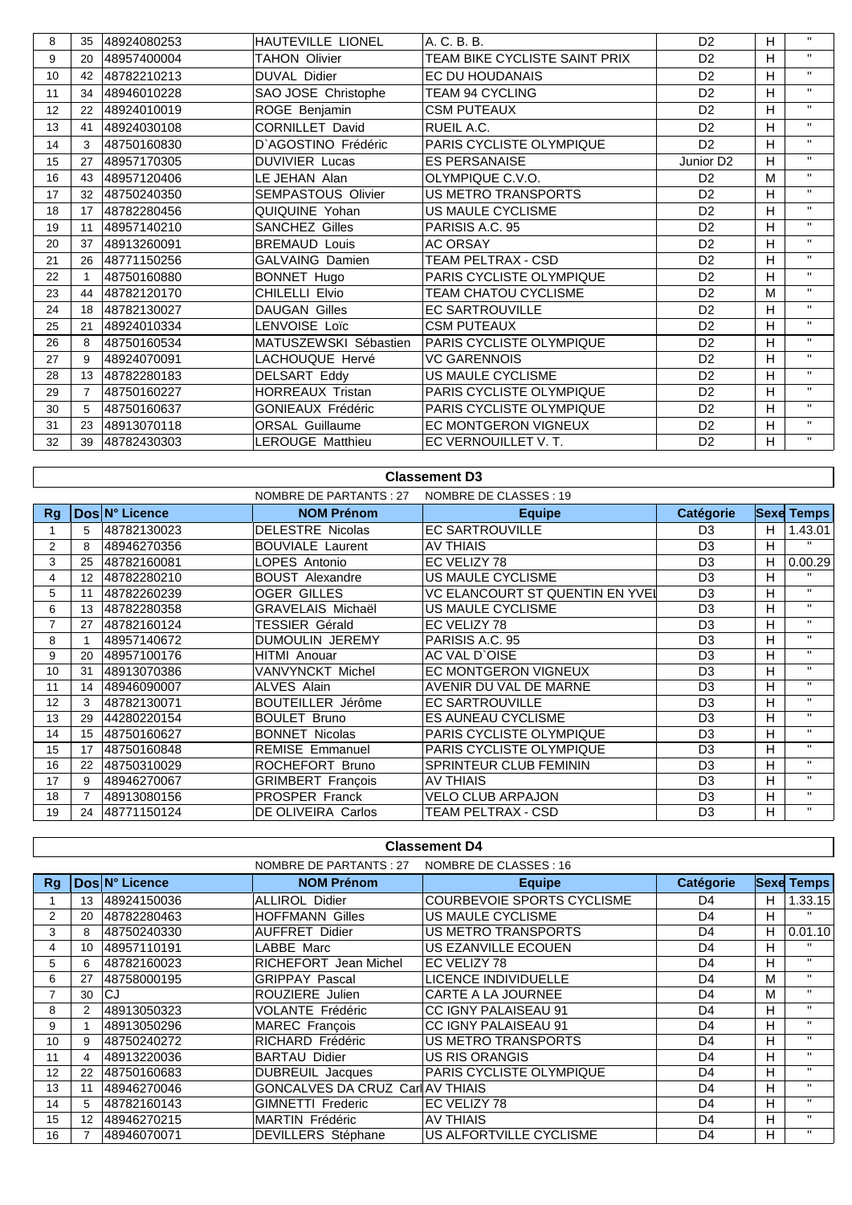| 8 | 35 | 48924080253 | HAUTEVILLE LIONEL | A. C. B. B. | D2 | H | " |
|---|---|---|---|---|---|---|---|
| 9 | 20 | 48957400004 | TAHON Olivier | TEAM BIKE CYCLISTE SAINT PRIX | D2 | H | " |
| 10 | 42 | 48782210213 | DUVAL Didier | EC DU HOUDANAIS | D2 | H | " |
| 11 | 34 | 48946010228 | SAO JOSE Christophe | TEAM 94 CYCLING | D2 | H | " |
| 12 | 22 | 48924010019 | ROGE Benjamin | CSM PUTEAUX | D2 | H | " |
| 13 | 41 | 48924030108 | CORNILLET David | RUEIL A.C. | D2 | H | " |
| 14 | 3 | 48750160830 | D`AGOSTINO Frédéric | PARIS CYCLISTE OLYMPIQUE | D2 | H | " |
| 15 | 27 | 48957170305 | DUVIVIER Lucas | ES PERSANAISE | Junior D2 | H | " |
| 16 | 43 | 48957120406 | LE JEHAN Alan | OLYMPIQUE C.V.O. | D2 | M | " |
| 17 | 32 | 48750240350 | SEMPASTOUS Olivier | US METRO TRANSPORTS | D2 | H | " |
| 18 | 17 | 48782280456 | QUIQUINE Yohan | US MAULE CYCLISME | D2 | H | " |
| 19 | 11 | 48957140210 | SANCHEZ Gilles | PARISIS A.C. 95 | D2 | H | " |
| 20 | 37 | 48913260091 | BREMAUD Louis | AC ORSAY | D2 | H | " |
| 21 | 26 | 48771150256 | GALVAING Damien | TEAM PELTRAX - CSD | D2 | H | " |
| 22 | 1 | 48750160880 | BONNET Hugo | PARIS CYCLISTE OLYMPIQUE | D2 | H | " |
| 23 | 44 | 48782120170 | CHILELLI Elvio | TEAM CHATOU CYCLISME | D2 | M | " |
| 24 | 18 | 48782130027 | DAUGAN Gilles | EC SARTROUVILLE | D2 | H | " |
| 25 | 21 | 48924010334 | LENVOISE Loïc | CSM PUTEAUX | D2 | H | " |
| 26 | 8 | 48750160534 | MATUSZEWSKI Sébastien | PARIS CYCLISTE OLYMPIQUE | D2 | H | " |
| 27 | 9 | 48924070091 | LACHOUQUE Hervé | VC GARENNOIS | D2 | H | " |
| 28 | 13 | 48782280183 | DELSART Eddy | US MAULE CYCLISME | D2 | H | " |
| 29 | 7 | 48750160227 | HORREAUX Tristan | PARIS CYCLISTE OLYMPIQUE | D2 | H | " |
| 30 | 5 | 48750160637 | GONIEAUX Frédéric | PARIS CYCLISTE OLYMPIQUE | D2 | H | " |
| 31 | 23 | 48913070118 | ORSAL Guillaume | EC MONTGERON VIGNEUX | D2 | H | " |
| 32 | 39 | 48782430303 | LEROUGE Matthieu | EC VERNOUILLET V. T. | D2 | H | " |

## Classement D3

NOMBRE DE PARTANTS : 27 NOMBRE DE CLASSES : 19

| Rg | Dos | N° Licence | NOM Prénom | Equipe | Catégorie | Sexe | Temps |
|---|---|---|---|---|---|---|---|
| 1 | 5 | 48782130023 | DELESTRE Nicolas | EC SARTROUVILLE | D3 | H | 1.43.01 |
| 2 | 8 | 48946270356 | BOUVIALE Laurent | AV THIAIS | D3 | H | " |
| 3 | 25 | 48782160081 | LOPES Antonio | EC VELIZY 78 | D3 | H | 0.00.29 |
| 4 | 12 | 48782280210 | BOUST Alexandre | US MAULE CYCLISME | D3 | H | " |
| 5 | 11 | 48782260239 | OGER GILLES | VC ELANCOURT ST QUENTIN EN YVEL | D3 | H | " |
| 6 | 13 | 48782280358 | GRAVELAIS Michaël | US MAULE CYCLISME | D3 | H | " |
| 7 | 27 | 48782160124 | TESSIER Gérald | EC VELIZY 78 | D3 | H | " |
| 8 | 1 | 48957140672 | DUMOULIN JEREMY | PARISIS A.C. 95 | D3 | H | " |
| 9 | 20 | 48957100176 | HITMI Anouar | AC VAL D`OISE | D3 | H | " |
| 10 | 31 | 48913070386 | VANVYNCKT Michel | EC MONTGERON VIGNEUX | D3 | H | " |
| 11 | 14 | 48946090007 | ALVES Alain | AVENIR DU VAL DE MARNE | D3 | H | " |
| 12 | 3 | 48782130071 | BOUTEILLER Jérôme | EC SARTROUVILLE | D3 | H | " |
| 13 | 29 | 44280220154 | BOULET Bruno | ES AUNEAU CYCLISME | D3 | H | " |
| 14 | 15 | 48750160627 | BONNET Nicolas | PARIS CYCLISTE OLYMPIQUE | D3 | H | " |
| 15 | 17 | 48750160848 | REMISE Emmanuel | PARIS CYCLISTE OLYMPIQUE | D3 | H | " |
| 16 | 22 | 48750310029 | ROCHEFORT Bruno | SPRINTEUR CLUB FEMININ | D3 | H | " |
| 17 | 9 | 48946270067 | GRIMBERT François | AV THIAIS | D3 | H | " |
| 18 | 7 | 48913080156 | PROSPER Franck | VELO CLUB ARPAJON | D3 | H | " |
| 19 | 24 | 48771150124 | DE OLIVEIRA Carlos | TEAM PELTRAX - CSD | D3 | H | " |

## Classement D4

NOMBRE DE PARTANTS : 27 NOMBRE DE CLASSES : 16

| Rg | Dos | N° Licence | NOM Prénom | Equipe | Catégorie | Sexe | Temps |
|---|---|---|---|---|---|---|---|
| 1 | 13 | 48924150036 | ALLIROL Didier | COURBEVOIE SPORTS CYCLISME | D4 | H | 1.33.15 |
| 2 | 20 | 48782280463 | HOFFMANN Gilles | US MAULE CYCLISME | D4 | H | " |
| 3 | 8 | 48750240330 | AUFFRET Didier | US METRO TRANSPORTS | D4 | H | 0.01.10 |
| 4 | 10 | 48957110191 | LABBE Marc | US EZANVILLE ECOUEN | D4 | H | " |
| 5 | 6 | 48782160023 | RICHEFORT Jean Michel | EC VELIZY 78 | D4 | H | " |
| 6 | 27 | 48758000195 | GRIPPAY Pascal | LICENCE INDIVIDUELLE | D4 | M | " |
| 7 | 30 | CJ | ROUZIERE Julien | CARTE A LA JOURNEE | D4 | M | " |
| 8 | 2 | 48913050323 | VOLANTE Frédéric | CC IGNY PALAISEAU 91 | D4 | H | " |
| 9 | 1 | 48913050296 | MAREC François | CC IGNY PALAISEAU 91 | D4 | H | " |
| 10 | 9 | 48750240272 | RICHARD Frédéric | US METRO TRANSPORTS | D4 | H | " |
| 11 | 4 | 48913220036 | BARTAU Didier | US RIS ORANGIS | D4 | H | " |
| 12 | 22 | 48750160683 | DUBREUIL Jacques | PARIS CYCLISTE OLYMPIQUE | D4 | H | " |
| 13 | 11 | 48946270046 | GONCALVES DA CRUZ Carl | AV THIAIS | D4 | H | " |
| 14 | 5 | 48782160143 | GIMNETTI Frederic | EC VELIZY 78 | D4 | H | " |
| 15 | 12 | 48946270215 | MARTIN Frédéric | AV THIAIS | D4 | H | " |
| 16 | 7 | 48946070071 | DEVILLERS Stéphane | US ALFORTVILLE CYCLISME | D4 | H | " |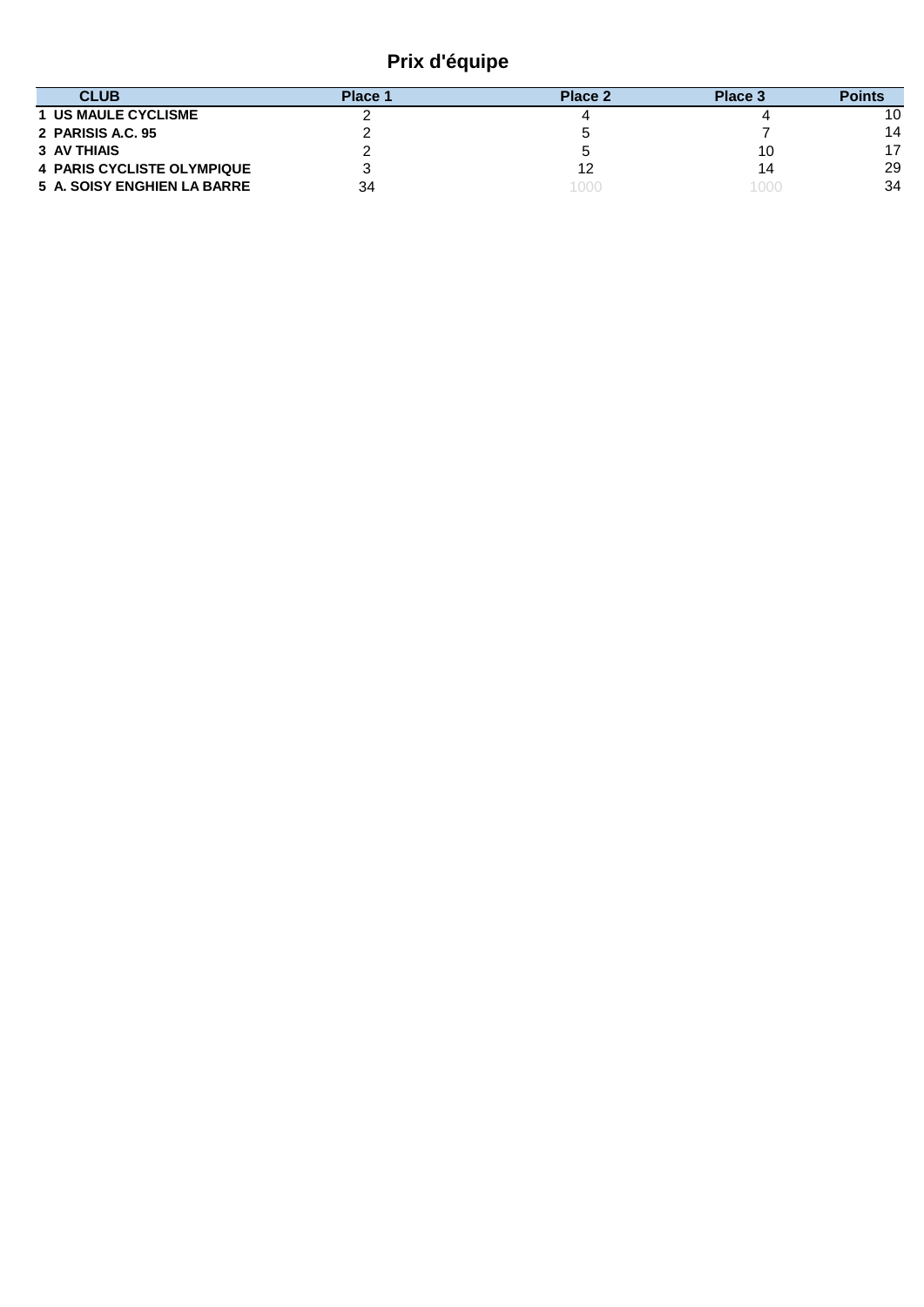# Prix d'équipe

| CLUB | Place 1 | Place 2 | Place 3 | Points |
|---|---|---|---|---|
| 1 US MAULE CYCLISME | 2 | 4 | 4 | 10 |
| 2 PARISIS A.C. 95 | 2 | 5 | 7 | 14 |
| 3 AV THIAIS | 2 | 5 | 10 | 17 |
| 4 PARIS CYCLISTE OLYMPIQUE | 3 | 12 | 14 | 29 |
| 5 A. SOISY ENGHIEN LA BARRE | 34 | 1000 | 1000 | 34 |